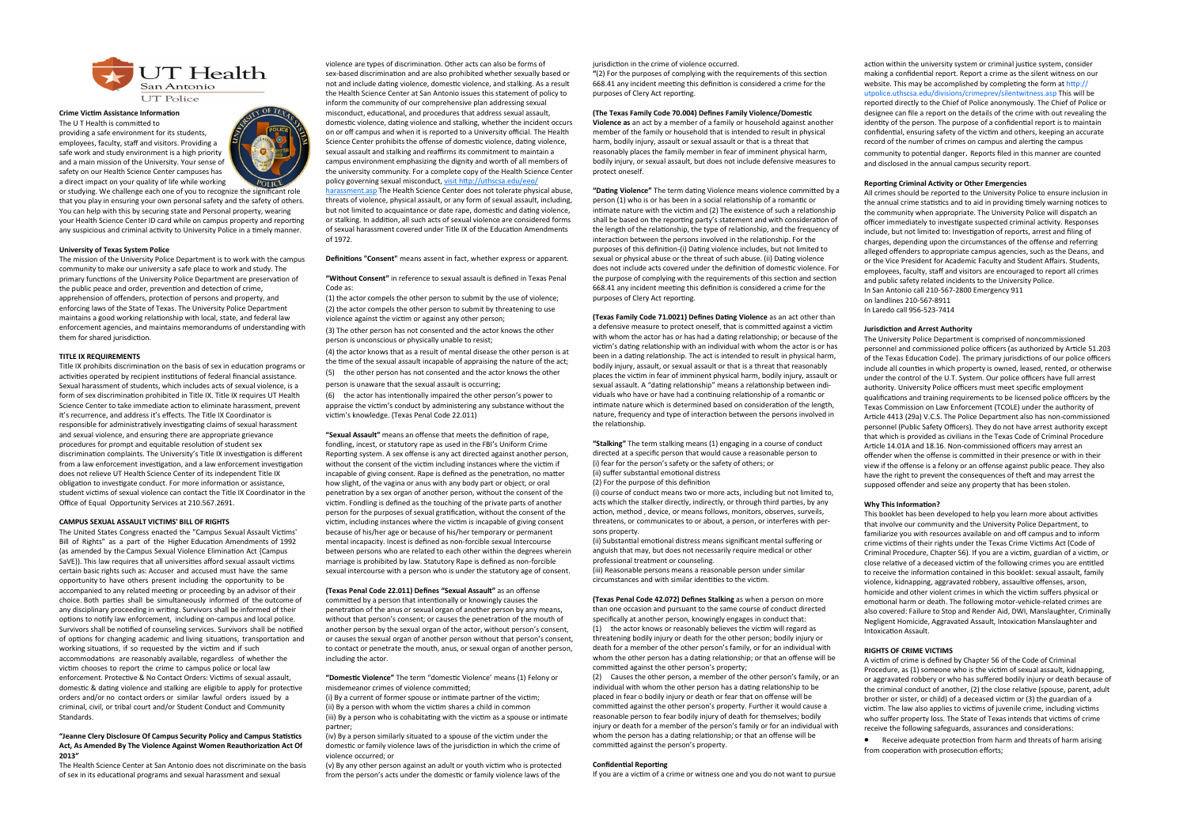UT Health San Antonio
UT Police

**Crime Victim Assistance Information**

The U T Health is committed to providing a safe environment for its students, employees, faculty, staff and visitors. Providing a safe work and study environment is a high priority and a main mission of the University. Your sense of safety on our Health Science Center campuses has a direct impact on your quality of life while working or studying. We challenge each one of you to recognize the significant role that you play in ensuring your own personal safety and the safety of others. You can help with this by securing state and Personal property, wearing your Health Science Center ID card while on campus property and reporting any suspicious and criminal activity to University Police in a timely manner.

**University of Texas System Police**

The mission of the University Police Department is to work with the campus community to make our university a safe place to work and study. The primary functions of the University Police Department are preservation of the public peace and order, prevention and detection of crime, apprehension of offenders, protection of persons and property, and enforcing laws of the State of Texas. The University Police Department maintains a good working relationship with local, state, and federal law enforcement agencies, and maintains memorandums of understanding with them for shared jurisdiction.

**TITLE IX REQUIREMENTS**

Title IX prohibits discrimination on the basis of sex in education programs or activities operated by recipient institutions of federal financial assistance. Sexual harassment of students, which includes acts of sexual violence, is a form of sex discrimination prohibited in Title IX. Title IX requires UT Health Science Center to take immediate action to eliminate harassment, prevent It's recurrence, and address it's effects. The Title IX Coordinator is responsible for administratively investigating claims of sexual harassment and sexual violence, and ensuring there are appropriate grievance procedures for prompt and equitable resolution of student sex discrimination complaints. The University's Title IX investigation is different from a law enforcement investigation, and a law enforcement investigation does not relieve UT Health Science Center of its independent Title IX obligation to investigate conduct. For more information or assistance, student victims of sexual violence can contact the Title IX Coordinator in the Office of Equal Opportunity Services at 210.567.2691.

**CAMPUS SEXUAL ASSAULT VICTIMS' BILL OF RIGHTS**

The United States Congress enacted the "Campus Sexual Assault Victims' Bill of Rights" as a part of the Higher Education Amendments of 1992 (as amended by the Campus Sexual Violence Elimination Act (Campus SaVE)). This law requires that all universities afford sexual assault victims certain basic rights such as: Accuser and accused must have the same opportunity to have others present including the opportunity to be accompanied to any related meeting or proceeding by an advisor of their choice. Both parties shall be simultaneously informed of the outcome of any disciplinary proceeding in writing. Survivors shall be informed of their options to notify law enforcement, including on-campus and local police. Survivors shall be notified of counseling services. Survivors shall be notified of options for changing academic and living situations, transportation and working situations, if so requested by the victim and if such accommodations are reasonably available, regardless of whether the victim chooses to report the crime to campus police or local law enforcement. Protective & No Contact Orders: Victims of sexual assault, domestic & dating violence and stalking are eligible to apply for protective orders and/or no contact orders or similar lawful orders issued by a criminal, civil, or tribal court and/or Student Conduct and Community Standards.

**"Jeanne Clery Disclosure Of Campus Security Policy and Campus Statistics Act, As Amended By The Violence Against Women Reauthorization Act Of 2013"**

The Health Science Center at San Antonio does not discriminate on the basis of sex in its educational programs and sexual harassment and sexual violence are types of discrimination. Other acts can also be forms of sex-based discrimination and are also prohibited whether sexually based or not and include dating violence, domestic violence, and stalking. As a result the Health Science Center at San Antonio issues this statement of policy to inform the community of our comprehensive plan addressing sexual misconduct, educational, and procedures that address sexual assault, domestic violence, dating violence and stalking, whether the incident occurs on or off campus and when it is reported to a University official. The Health Science Center prohibits the offense of domestic violence, dating violence, sexual assault and stalking and reaffirms its commitment to maintain a campus environment emphasizing the dignity and worth of all members of the university community. For a complete copy of the Health Science Center policy governing sexual misconduct, visit http://uthscsa.edu/eeo/harassment.asp The Health Science Center does not tolerate physical abuse, threats of violence, physical assault, or any form of sexual assault, including, but not limited to acquaintance or date rape, domestic and dating violence, or stalking. In addition, all such acts of sexual violence are considered forms of sexual harassment covered under Title IX of the Education Amendments of 1972.

**Definitions "Consent"** means assent in fact, whether express or apparent.

**"Without Consent"** in reference to sexual assault is defined in Texas Penal Code as:

(1) the actor compels the other person to submit by the use of violence;
(2) the actor compels the other person to submit by threatening to use violence against the victim or against any other person;
(3) The other person has not consented and the actor knows the other person is unconscious or physically unable to resist;
(4) the actor knows that as a result of mental disease the other person is at the time of the sexual assault incapable of appraising the nature of the act;
(5) the other person has not consented and the actor knows the other person is unaware that the sexual assault is occurring;
(6) the actor has intentionally impaired the other person's power to appraise the victim's conduct by administering any substance without the victim's knowledge. (Texas Penal Code 22.011)

**"Sexual Assault"** means an offense that meets the definition of rape, fondling, incest, or statutory rape as used in the FBI's Uniform Crime Reporting system. A sex offense is any act directed against another person, without the consent of the victim including instances where the victim if incapable of giving consent. Rape is defined as the penetration, no matter how slight, of the vagina or anus with any body part or object, or oral penetration by a sex organ of another person, without the consent of the victim. Fondling is defined as the touching of the private parts of another person for the purposes of sexual gratification, without the consent of the victim, including instances where the victim is incapable of giving consent because of his/her age or because of his/her temporary or permanent mental incapacity. Incest is defined as non-forcible sexual intercourse between persons who are related to each other within the degrees wherein marriage is prohibited by law. Statutory Rape is defined as non-forcible sexual intercourse with a person who is under the statutory age of consent.

**(Texas Penal Code 22.011) Defines "Sexual Assault"** as an offense committed by a person that intentionally or knowingly causes the penetration of the anus or sexual organ of another person by any means, without that person's consent; or causes the penetration of the mouth of another person by the sexual organ of the actor, without person's consent, or causes the sexual organ of another person without that person's consent, to contact or penetrate the mouth, anus, or sexual organ of another person, including the actor.

**"Domestic Violence"** The term "domestic Violence' means (1) Felony or misdemeanor crimes of violence committed;
(i) By a current of former spouse or intimate partner of the victim;
(ii) By a person with whom the victim shares a child in common
(iii) By a person who is cohabitating with the victim as a spouse or intimate partner;
(iv) By a person similarly situated to a spouse of the victim under the domestic or family violence laws of the jurisdiction in which the crime of violence occurred; or
(v) By any other person against an adult or youth victim who is protected from the person's acts under the domestic or family violence laws of the jurisdiction in the crime of violence occurred.
"(2) For the purposes of complying with the requirements of this section 668.41 any incident meeting this definition is considered a crime for the purposes of Clery Act reporting.

**(The Texas Family Code 70.004) Defines Family Violence/Domestic Violence as** an act by a member of a family or household against another member of the family or household that is intended to result in physical harm, bodily injury, assault or sexual assault or that is a threat that reasonably places the family member in fear of imminent physical harm, bodily injury, or sexual assault, but does not include defensive measures to protect oneself.

**"Dating Violence"** The term dating Violence means violence committed by a person (1) who is or has been in a social relationship of a romantic or intimate nature with the victim and (2) The existence of such a relationship shall be based on the reporting party's statement and with consideration of the length of the relationship, the type of relationship, and the frequency of interaction between the persons involved in the relationship. For the purposes of this definition-(i) Dating violence includes, but not limited to sexual or physical abuse or the threat of such abuse. (ii) Dating violence does not include acts covered under the definition of domestic violence. For the purpose of complying with the requirements of this section and section 668.41 any incident meeting this definition is considered a crime for the purposes of Clery Act reporting.

**(Texas Family Code 71.0021) Defines Dating Violence** as an act other than a defensive measure to protect oneself, that is committed against a victim with whom the actor has or has had a dating relationship; or because of the victim's dating relationship with an individual with whom the actor is or has been in a dating relationship. The act is intended to result in physical harm, bodily injury, assault, or sexual assault or that is a threat that reasonably places the victim in fear of imminent physical harm, bodily injury, assault or sexual assault. A "dating relationship" means a relationship between individuals who have or have had a continuing relationship of a romantic or intimate nature which is determined based on consideration of the length, nature, frequency and type of interaction between the persons involved in the relationship.

**"Stalking"** The term stalking means (1) engaging in a course of conduct directed at a specific person that would cause a reasonable person to
(i) fear for the person's safety or the safety of others; or
(ii) suffer substantial emotional distress
(2) For the purpose of this definition
(i) course of conduct means two or more acts, including but not limited to, acts which the stalker directly, indirectly, or through third parties, by any action, method , device, or means follows, monitors, observes, surveils, threatens, or communicates to or about, a person, or interferes with persons property.
(ii) Substantial emotional distress means significant mental suffering or anguish that may, but does not necessarily require medical or other professional treatment or counseling.
(iii) Reasonable persons means a reasonable person under similar circumstances and with similar identities to the victim.

**(Texas Penal Code 42.072) Defines Stalking** as when a person on more than one occasion and pursuant to the same course of conduct directed specifically at another person, knowingly engages in conduct that:
(1) the actor knows or reasonably believes the victim will regard as threatening bodily injury or death for the other person; bodily injury or death for a member of the other person's family, or for an individual with whom the other person has a dating relationship; or that an offense will be committed against the other person's property;
(2) Causes the other person, a member of the other person's family, or an individual with whom the other person has a dating relationship to be placed in fear o bodily injury or death or fear that on offense will be committed against the other person's property. Further it would cause a reasonable person to fear bodily injury of death for themselves; bodily injury or death for a member of the person's family or for an individual with whom the person has a dating relationship; or that an offense will be committed against the person's property.

**Confidential Reporting**

If you are a victim of a crime or witness one and you do not want to pursue action within the university system or criminal justice system, consider making a confidential report. Report a crime as the silent witness on our website. This may be accomplished by completing the form at http://utpolice.uthscsa.edu/divisions/crimeprev/silentwitness.asp This will be reported directly to the Chief of Police anonymously. The Chief of Police or designee can file a report on the details of the crime with out revealing the identity of the person. The purpose of a confidential report is to maintain confidential, ensuring safety of the victim and others, keeping an accurate record of the number of crimes on campus and alerting the campus community to potential danger. Reports filed in this manner are counted and disclosed in the annual campus security report.

**Reporting Criminal Activity or Other Emergencies**

All crimes should be reported to the University Police to ensure inclusion in the annual crime statistics and to aid in providing timely warning notices to the community when appropriate. The University Police will dispatch an officer immediately to investigate suspected criminal activity. Responses include, but not limited to: Investigation of reports, arrest and filing of charges, depending upon the circumstances of the offense and referring alleged offenders to appropriate campus agencies, such as the Deans, and or the Vice President for Academic Faculty and Student Affairs. Students, employees, faculty, staff and visitors are encouraged to report all crimes and public safety related incidents to the University Police.
In San Antonio call 210-567-2800 Emergency 911
on landlines 210-567-8911
In Laredo call 956-523-7414

**Jurisdiction and Arrest Authority**

The University Police Department is comprised of noncommissioned personnel and commissioned police officers (as authorized by Article 51.203 of the Texas Education Code). The primary jurisdictions of our police officers include all counties in which property is owned, leased, rented, or otherwise under the control of the U.T. System. Our police officers have full arrest authority. University Police officers must meet specific employment qualifications and training requirements to be licensed police officers by the Texas Commission on Law Enforcement (TCOLE) under the authority of Article 4413 (29a) V.C.S. The Police Department also has non-commissioned personnel (Public Safety Officers). They do not have arrest authority except that which is provided as civilians in the Texas Code of Criminal Procedure Article 14.01A and 18.16. Non-commissioned officers may arrest an offender when the offense is committed in their presence or with in their view if the offense is a felony or an offense against public peace. They also have the right to prevent the consequences of theft and may arrest the supposed offender and seize any property that has been stolen.

**Why This Information?**

This booklet has been developed to help you learn more about activities that involve our community and the University Police Department, to familiarize you with resources available on and off campus and to inform crime victims of their rights under the Texas Crime Victims Act (Code of Criminal Procedure, Chapter 56). If you are a victim, guardian of a victim, or close relative of a deceased victim of the following crimes you are entitled to receive the information contained in this booklet: sexual assault, family violence, kidnapping, aggravated robbery, assaultive offenses, arson, homicide and other violent crimes in which the victim suffers physical or emotional harm or death. The following motor-vehicle-related crimes are also covered: Failure to Stop and Render Aid, DWI, Manslaughter, Criminally Negligent Homicide, Aggravated Assault, Intoxication Manslaughter and Intoxication Assault.

**RIGHTS OF CRIME VICTIMS**

A victim of crime is defined by Chapter 56 of the Code of Criminal Procedure, as (1) someone who is the victim of sexual assault, kidnapping, or aggravated robbery or who has suffered bodily injury or death because of the criminal conduct of another, (2) the close relative (spouse, parent, adult brother or sister, or child) of a deceased victim or (3) the guardian of a victim. The law also applies to victims of juvenile crime, including victims who suffer property loss. The State of Texas intends that victims of crime receive the following safeguards, assurances and considerations:

- Receive adequate protection from harm and threats of harm arising from cooperation with prosecution efforts;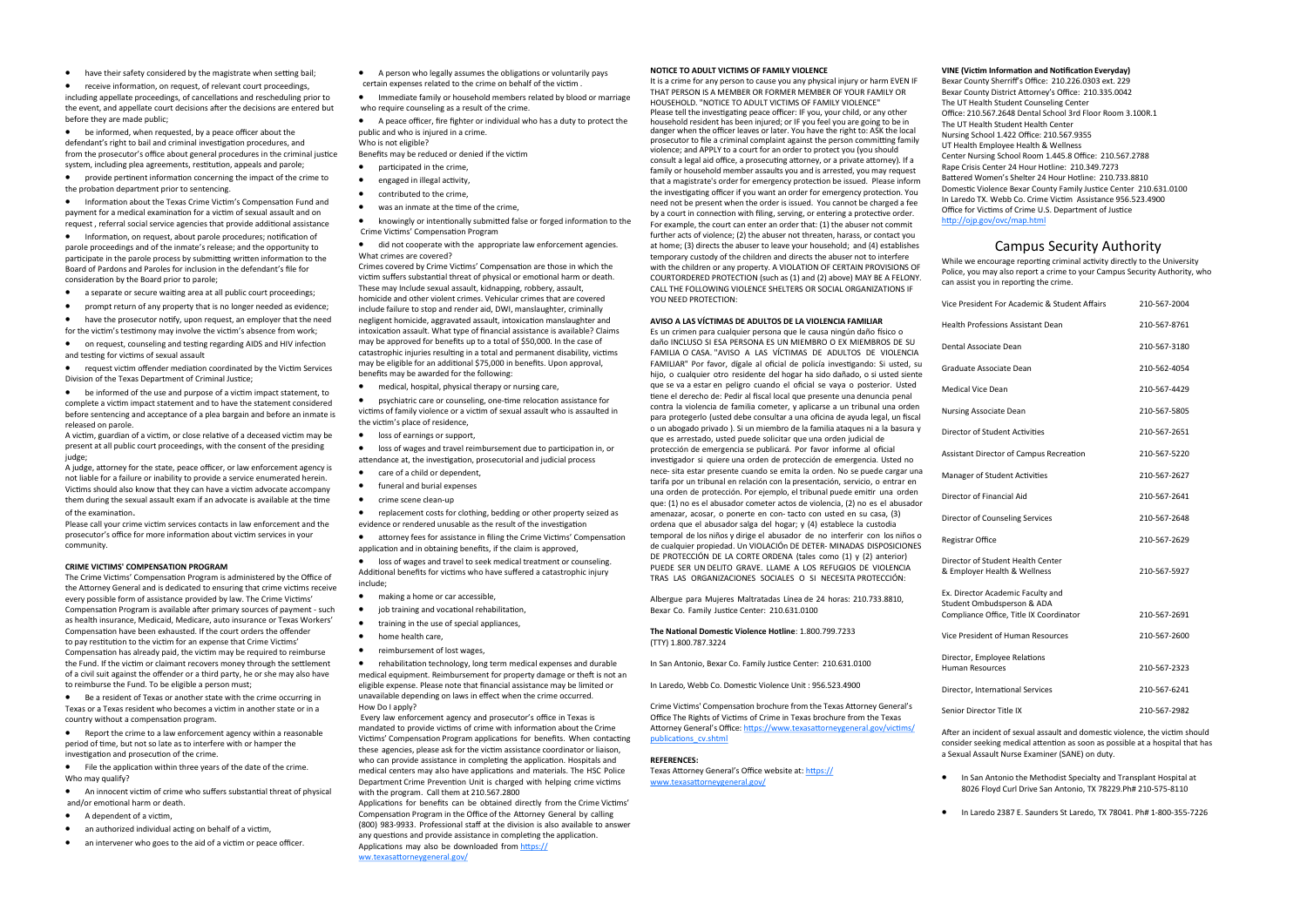- have their safety considered by the magistrate when setting bail;
- receive information, on request, of relevant court proceedings, including appellate proceedings, of cancellations and rescheduling prior to the event, and appellate court decisions after the decisions are entered but before they are made public;
- be informed, when requested, by a peace officer about the defendant's right to bail and criminal investigation procedures, and from the prosecutor's office about general procedures in the criminal justice system, including plea agreements, restitution, appeals and parole;
- provide pertinent information concerning the impact of the crime to the probation department prior to sentencing.
- Information about the Texas Crime Victim's Compensation Fund and payment for a medical examination for a victim of sexual assault and on request , referral social service agencies that provide additional assistance
- Information, on request, about parole procedures; notification of parole proceedings and of the inmate's release; and the opportunity to participate in the parole process by submitting written information to the Board of Pardons and Paroles for inclusion in the defendant's file for consideration by the Board prior to parole;
- a separate or secure waiting area at all public court proceedings;
- prompt return of any property that is no longer needed as evidence;
- have the prosecutor notify, upon request, an employer that the need for the victim's testimony may involve the victim's absence from work;
- on request, counseling and testing regarding AIDS and HIV infection and testing for victims of sexual assault
- request victim offender mediation coordinated by the Victim Services Division of the Texas Department of Criminal Justice;
- be informed of the use and purpose of a victim impact statement, to complete a victim impact statement and to have the statement considered before sentencing and acceptance of a plea bargain and before an inmate is released on parole.

A victim, guardian of a victim, or close relative of a deceased victim may be present at all public court proceedings, with the consent of the presiding judge;

A judge, attorney for the state, peace officer, or law enforcement agency is not liable for a failure or inability to provide a service enumerated herein. Victims should also know that they can have a victim advocate accompany them during the sexual assault exam if an advocate is available at the time of the examination.

Please call your crime victim services contacts in law enforcement and the prosecutor's office for more information about victim services in your community.

**CRIME VICTIMS' COMPENSATION PROGRAM**

The Crime Victims' Compensation Program is administered by the Office of the Attorney General and is dedicated to ensuring that crime victims receive every possible form of assistance provided by law. The Crime Victims' Compensation Program is available after primary sources of payment - such as health insurance, Medicaid, Medicare, auto insurance or Texas Workers' Compensation have been exhausted. If the court orders the offender to pay restitution to the victim for an expense that Crime Victims' Compensation has already paid, the victim may be required to reimburse the Fund. If the victim or claimant recovers money through the settlement of a civil suit against the offender or a third party, he or she may also have to reimburse the Fund. To be eligible a person must;

- Be a resident of Texas or another state with the crime occurring in Texas or a Texas resident who becomes a victim in another state or in a country without a compensation program.
- Report the crime to a law enforcement agency within a reasonable period of time, but not so late as to interfere with or hamper the investigation and prosecution of the crime.
- File the application within three years of the date of the crime.

Who may qualify?

- An innocent victim of crime who suffers substantial threat of physical and/or emotional harm or death.
- A dependent of a victim,
- an authorized individual acting on behalf of a victim,
- an intervener who goes to the aid of a victim or peace officer.
- A person who legally assumes the obligations or voluntarily pays certain expenses related to the crime on behalf of the victim .
- Immediate family or household members related by blood or marriage who require counseling as a result of the crime.
- A peace officer, fire fighter or individual who has a duty to protect the public and who is injured in a crime.

Who is not eligible?

Benefits may be reduced or denied if the victim

- participated in the crime,
- engaged in illegal activity,
- contributed to the crime,
- was an inmate at the time of the crime,
- knowingly or intentionally submitted false or forged information to the Crime Victims' Compensation Program
- did not cooperate with the appropriate law enforcement agencies.

What crimes are covered?

Crimes covered by Crime Victims' Compensation are those in which the victim suffers substantial threat of physical or emotional harm or death. These may Include sexual assault, kidnapping, robbery, assault, homicide and other violent crimes. Vehicular crimes that are covered include failure to stop and render aid, DWI, manslaughter, criminally negligent homicide, aggravated assault, intoxication manslaughter and intoxication assault. What type of financial assistance is available? Claims may be approved for benefits up to a total of $50,000. In the case of catastrophic injuries resulting in a total and permanent disability, victims may be eligible for an additional $75,000 in benefits. Upon approval, benefits may be awarded for the following:

- medical, hospital, physical therapy or nursing care,
- psychiatric care or counseling, one-time relocation assistance for victims of family violence or a victim of sexual assault who is assaulted in the victim's place of residence,
- loss of earnings or support,
- loss of wages and travel reimbursement due to participation in, or attendance at, the investigation, prosecutorial and judicial process
- care of a child or dependent,
- funeral and burial expenses
- crime scene clean-up
- replacement costs for clothing, bedding or other property seized as evidence or rendered unusable as the result of the investigation
- attorney fees for assistance in filing the Crime Victims' Compensation application and in obtaining benefits, if the claim is approved,
- loss of wages and travel to seek medical treatment or counseling.

Additional benefits for victims who have suffered a catastrophic injury include;

- making a home or car accessible,
- job training and vocational rehabilitation,
- training in the use of special appliances,
- home health care,
- reimbursement of lost wages,
- rehabilitation technology, long term medical expenses and durable medical equipment. Reimbursement for property damage or theft is not an eligible expense. Please note that financial assistance may be limited or unavailable depending on laws in effect when the crime occurred.

How Do I apply?

Every law enforcement agency and prosecutor's office in Texas is mandated to provide victims of crime with information about the Crime Victims' Compensation Program applications for benefits. When contacting these agencies, please ask for the victim assistance coordinator or liaison, who can provide assistance in completing the application. Hospitals and medical centers may also have applications and materials. The HSC Police Department Crime Prevention Unit is charged with helping crime victims with the program. Call them at 210.567.2800

Applications for benefits can be obtained directly from the Crime Victims' Compensation Program in the Office of the Attorney General by calling (800) 983-9933. Professional staff at the division is also available to answer any questions and provide assistance in completing the application. Applications may also be downloaded from https://ww.texasattorneygeneral.gov/

**NOTICE TO ADULT VICTIMS OF FAMILY VIOLENCE**

It is a crime for any person to cause you any physical injury or harm EVEN IF THAT PERSON IS A MEMBER OR FORMER MEMBER OF YOUR FAMILY OR HOUSEHOLD. "NOTICE TO ADULT VICTIMS OF FAMILY VIOLENCE" Please tell the investigating peace officer: IF you, your child, or any other household resident has been injured; or IF you feel you are going to be in danger when the officer leaves or later. You have the right to: ASK the local prosecutor to file a criminal complaint against the person committing family violence; and APPLY to a court for an order to protect you (you should consult a legal aid office, a prosecuting attorney, or a private attorney). If a family or household member assaults you and is arrested, you may request that a magistrate's order for emergency protection be issued. Please inform the investigating officer if you want an order for emergency protection. You need not be present when the order is issued. You cannot be charged a fee by a court in connection with filing, serving, or entering a protective order. For example, the court can enter an order that: (1) the abuser not commit further acts of violence; (2) the abuser not threaten, harass, or contact you at home; (3) directs the abuser to leave your household; and (4) establishes temporary custody of the children and directs the abuser not to interfere with the children or any property. A VIOLATION OF CERTAIN PROVISIONS OF COURTORDERED PROTECTION (such as (1) and (2) above) MAY BE A FELONY. CALL THE FOLLOWING VIOLENCE SHELTERS OR SOCIAL ORGANIZATIONS IF YOU NEED PROTECTION:

**AVISO A LAS VÍCTIMAS DE ADULTOS DE LA VIOLENCIA FAMILIAR**

Es un crimen para cualquier persona que le causa ningún daño físico o daño INCLUSO SI ESA PERSONA ES UN MIEMBRO O EX MIEMBROS DE SU FAMILIA O CASA. "AVISO A LAS VÍCTIMAS DE ADULTOS DE VIOLENCIA FAMILIAR" Por favor, dígale al oficial de policía investigando: Si usted, su hijo, o cualquier otro residente del hogar ha sido dañado, o si usted siente que se va a estar en peligro cuando el oficial se vaya o posterior. Usted tiene el derecho de: Pedir al fiscal local que presente una denuncia penal contra la violencia de familia cometer, y aplicarse a un tribunal una orden para protegerlo (usted debe consultar a una oficina de ayuda legal, un fiscal o un abogado privado ). Si un miembro de la familia ataques ni a la basura y que es arrestado, usted puede solicitar que una orden judicial de protección de emergencia se publicará. Por favor informe al oficial investigador si quiere una orden de protección de emergencia. Usted no nece- sita estar presente cuando se emita la orden. No se puede cargar una tarifa por un tribunal en relación con la presentación, servicio, o entrar en una orden de protección. Por ejemplo, el tribunal puede emitir una orden que: (1) no es el abusador cometer actos de violencia, (2) no es el abusador amenazar, acosar, o ponerte en con- tacto con usted en su casa, (3) ordena que el abusador salga del hogar; y (4) establece la custodia temporal de los niños y dirige el abusador de no interferir con los niños o de cualquier propiedad. Un VIOLACIÓN DE DETER- MINADAS DISPOSICIONES DE PROTECCIÓN DE LA CORTE ORDENA (tales como (1) y (2) anterior) PUEDE SER UN DELITO GRAVE. LLAME A LOS REFUGIOS DE VIOLENCIA TRAS LAS ORGANIZACIONES SOCIALES O SI NECESITA PROTECCIÓN:

Albergue para Mujeres Maltratadas Línea de 24 horas: 210.733.8810, Bexar Co. Family Justice Center: 210.631.0100

**The National Domestic Violence Hotline**: 1.800.799.7233 (TTY) 1.800.787.3224

In San Antonio, Bexar Co. Family Justice Center: 210.631.0100

In Laredo, Webb Co. Domestic Violence Unit : 956.523.4900

Crime Victims' Compensation brochure from the Texas Attorney General's Office The Rights of Victims of Crime in Texas brochure from the Texas Attorney General's Office: https://www.texasattorneygeneral.gov/victims/publications_cv.shtml

**REFERENCES:**

Texas Attorney General's Office website at: https://www.texasattorneygeneral.gov/

**VINE (Victim Information and Notification Everyday)**

Bexar County Sherriff's Office: 210.226.0303 ext. 229
Bexar County District Attorney's Office: 210.335.0042
The UT Health Student Counseling Center
Office: 210.567.2648 Dental School 3rd Floor Room 3.100R.1
The UT Health Student Health Center
Nursing School 1.422 Office: 210.567.9355
UT Health Employee Health & Wellness
Center Nursing School Room 1.445.8 Office: 210.567.2788
Rape Crisis Center 24 Hour Hotline: 210.349.7273
Battered Women's Shelter 24 Hour Hotline: 210.733.8810
Domestic Violence Bexar County Family Justice Center 210.631.0100
In Laredo TX. Webb Co. Crime Victim Assistance 956.523.4900
Office for Victims of Crime U.S. Department of Justice
http://ojp.gov/ovc/map.html

## Campus Security Authority

While we encourage reporting criminal activity directly to the University Police, you may also report a crime to your Campus Security Authority, who can assist you in reporting the crime.

| | |
|---|---|
| Vice President For Academic & Student Affairs | 210-567-2004 |
| Health Professions Assistant Dean | 210-567-8761 |
| Dental Associate Dean | 210-567-3180 |
| Graduate Associate Dean | 210-562-4054 |
| Medical Vice Dean | 210-567-4429 |
| Nursing Associate Dean | 210-567-5805 |
| Director of Student Activities | 210-567-2651 |
| Assistant Director of Campus Recreation | 210-567-5220 |
| Manager of Student Activities | 210-567-2627 |
| Director of Financial Aid | 210-567-2641 |
| Director of Counseling Services | 210-567-2648 |
| Registrar Office | 210-567-2629 |
| Director of Student Health Center & Employer Health & Wellness | 210-567-5927 |
| Ex. Director Academic Faculty and Student Ombudsperson & ADA Compliance Office, Title IX Coordinator | 210-567-2691 |
| Vice President of Human Resources | 210-567-2600 |
| Director, Employee Relations Human Resources | 210-567-2323 |
| Director, International Services | 210-567-6241 |
| Senior Director Title IX | 210-567-2982 |

After an incident of sexual assault and domestic violence, the victim should consider seeking medical attention as soon as possible at a hospital that has a Sexual Assault Nurse Examiner (SANE) on duty.

- In San Antonio the Methodist Specialty and Transplant Hospital at 8026 Floyd Curl Drive San Antonio, TX 78229.Ph# 210-575-8110
- In Laredo 2387 E. Saunders St Laredo, TX 78041. Ph# 1-800-355-7226